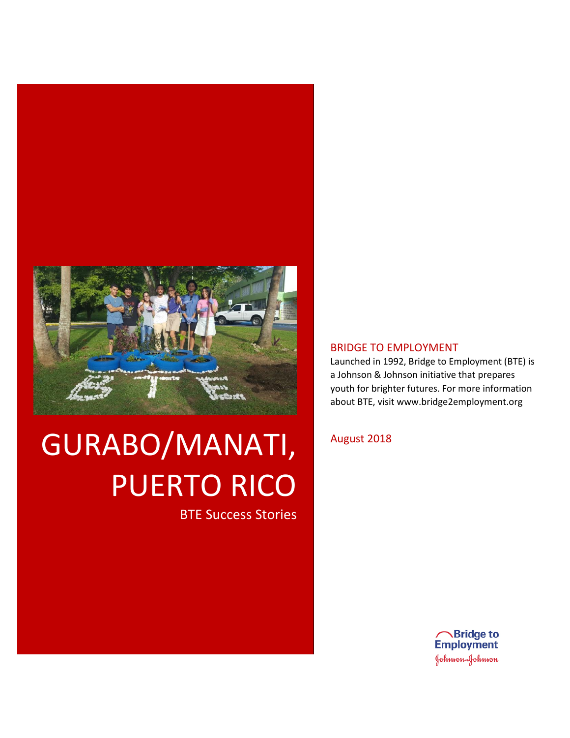# GURABO/MANATI, PUERTO RICO

BTE Success Stories

## BRIDGE TO EMPLOYMENT

Launched in 1992, Bridge to Employment (BTE) is a Johnson & Johnson initiative that prepares youth for brighter futures. For more information about BTE, visit www.bridge2employment.org

August 2018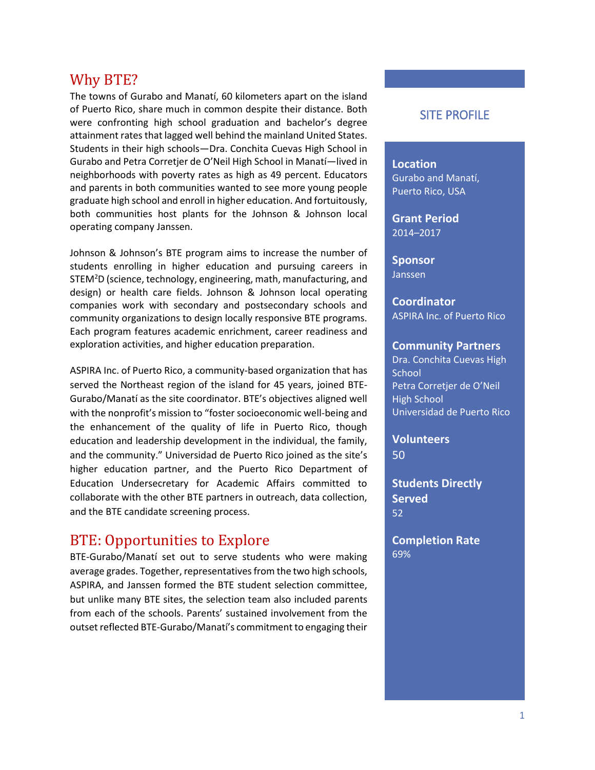## Why BTE?

The towns of Gurabo and Manatí, 60 kilometers apart on the island of Puerto Rico, share much in common despite their distance. Both were confronting high school graduation and bachelor's degree attainment rates that lagged well behind the mainland United States. Students in their high schools—Dra. Conchita Cuevas High School in Gurabo and Petra Corretjer de O'Neil High School in Manatí—lived in neighborhoods with poverty rates as high as 49 percent. Educators and parents in both communities wanted to see more young people graduate high school and enroll in higher education. And fortuitously, both communities host plants for the Johnson & Johnson local operating company Janssen.

Johnson & Johnson's BTE program aims to increase the number of students enrolling in higher education and pursuing careers in STEM$^2$D (science, technology, engineering, math, manufacturing, and design) or health care fields. Johnson & Johnson local operating companies work with secondary and postsecondary schools and community organizations to design locally responsive BTE programs. Each program features academic enrichment, career readiness and exploration activities, and higher education preparation.

ASPIRA Inc. of Puerto Rico, a community-based organization that has served the Northeast region of the island for 45 years, joined BTE-Gurabo/Manatí as the site coordinator. BTE's objectives aligned well with the nonprofit's mission to "foster socioeconomic well-being and the enhancement of the quality of life in Puerto Rico, though education and leadership development in the individual, the family, and the community." Universidad de Puerto Rico joined as the site's higher education partner, and the Puerto Rico Department of Education Undersecretary for Academic Affairs committed to collaborate with the other BTE partners in outreach, data collection, and the BTE candidate screening process.

## BTE: Opportunities to Explore

BTE-Gurabo/Manatí set out to serve students who were making average grades. Together, representatives from the two high schools, ASPIRA, and Janssen formed the BTE student selection committee, but unlike many BTE sites, the selection team also included parents from each of the schools. Parents' sustained involvement from the outset reflected BTE-Gurabo/Manatí's commitment to engaging their

### SITE PROFILE

**Location**
Gurabo and Manatí, Puerto Rico, USA

**Grant Period**
2014–2017

**Sponsor**
Janssen

**Coordinator**
ASPIRA Inc. of Puerto Rico

**Community Partners**
Dra. Conchita Cuevas High School
Petra Corretjer de O'Neil High School
Universidad de Puerto Rico

**Volunteers**
50

**Students Directly Served**
52

**Completion Rate**
69%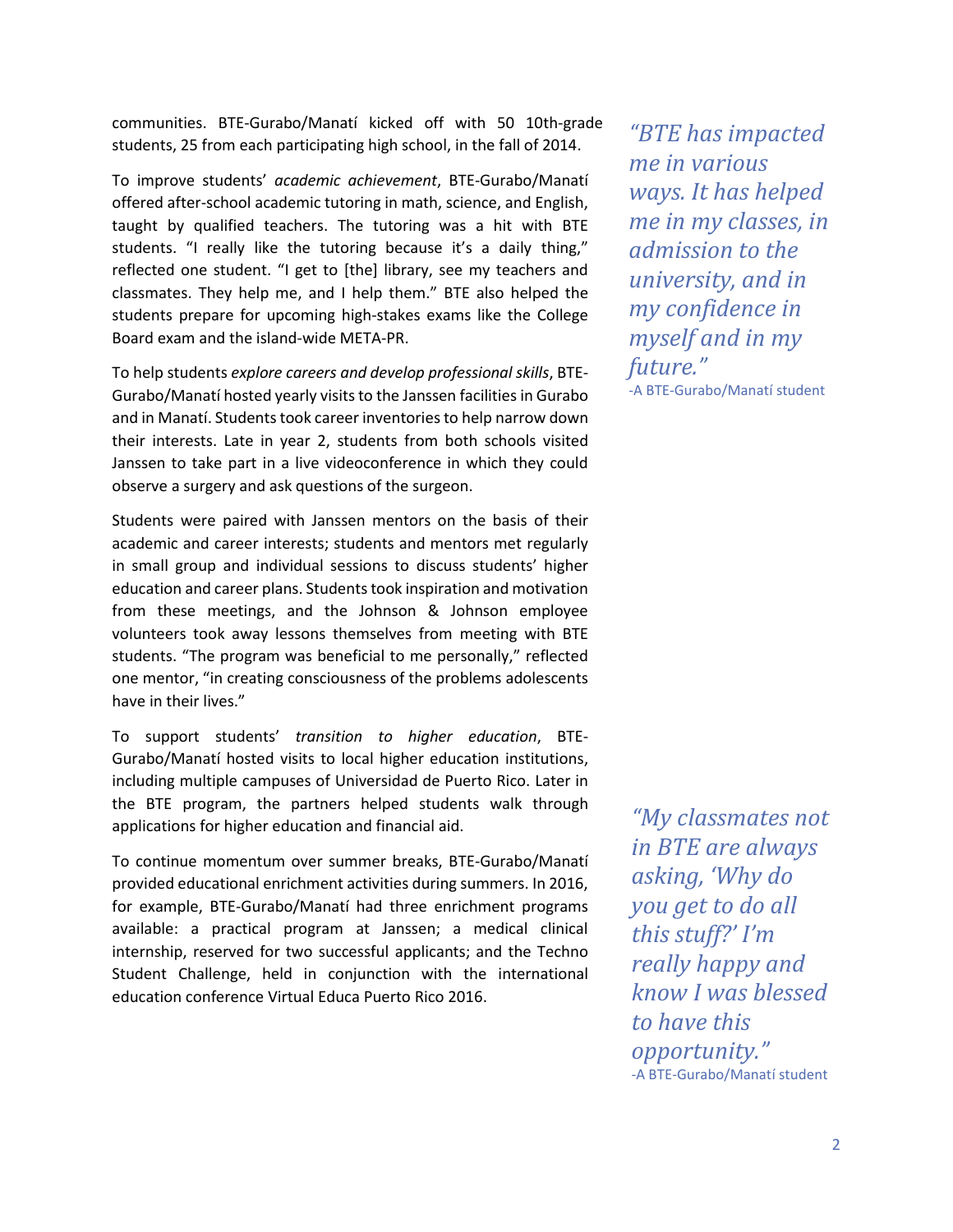communities. BTE-Gurabo/Manatí kicked off with 50 10th-grade students, 25 from each participating high school, in the fall of 2014.

To improve students' *academic achievement*, BTE-Gurabo/Manatí offered after-school academic tutoring in math, science, and English, taught by qualified teachers. The tutoring was a hit with BTE students. "I really like the tutoring because it's a daily thing," reflected one student. "I get to [the] library, see my teachers and classmates. They help me, and I help them." BTE also helped the students prepare for upcoming high-stakes exams like the College Board exam and the island-wide META-PR.

> *"BTE has impacted me in various ways. It has helped me in my classes, in admission to the university, and in my confidence in myself and in my future."*
> -A BTE-Gurabo/Manatí student

To help students *explore careers and develop professional skills*, BTE-Gurabo/Manatí hosted yearly visits to the Janssen facilities in Gurabo and in Manatí. Students took career inventories to help narrow down their interests. Late in year 2, students from both schools visited Janssen to take part in a live videoconference in which they could observe a surgery and ask questions of the surgeon.

Students were paired with Janssen mentors on the basis of their academic and career interests; students and mentors met regularly in small group and individual sessions to discuss students' higher education and career plans. Students took inspiration and motivation from these meetings, and the Johnson & Johnson employee volunteers took away lessons themselves from meeting with BTE students. "The program was beneficial to me personally," reflected one mentor, "in creating consciousness of the problems adolescents have in their lives."

To support students' *transition to higher education*, BTE-Gurabo/Manatí hosted visits to local higher education institutions, including multiple campuses of Universidad de Puerto Rico. Later in the BTE program, the partners helped students walk through applications for higher education and financial aid.

To continue momentum over summer breaks, BTE-Gurabo/Manatí provided educational enrichment activities during summers. In 2016, for example, BTE-Gurabo/Manatí had three enrichment programs available: a practical program at Janssen; a medical clinical internship, reserved for two successful applicants; and the Techno Student Challenge, held in conjunction with the international education conference Virtual Educa Puerto Rico 2016.

> *"My classmates not in BTE are always asking, 'Why do you get to do all this stuff?' I'm really happy and know I was blessed to have this opportunity."*
> -A BTE-Gurabo/Manatí student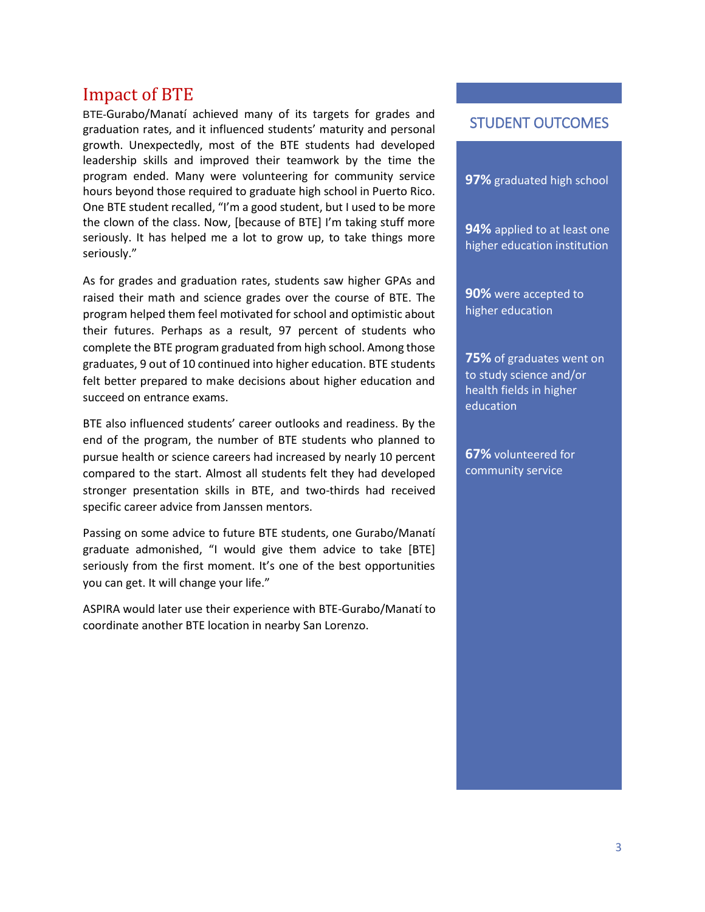## Impact of BTE

BTE-Gurabo/Manatí achieved many of its targets for grades and graduation rates, and it influenced students' maturity and personal growth. Unexpectedly, most of the BTE students had developed leadership skills and improved their teamwork by the time the program ended. Many were volunteering for community service hours beyond those required to graduate high school in Puerto Rico. One BTE student recalled, "I'm a good student, but I used to be more the clown of the class. Now, [because of BTE] I'm taking stuff more seriously. It has helped me a lot to grow up, to take things more seriously."

As for grades and graduation rates, students saw higher GPAs and raised their math and science grades over the course of BTE. The program helped them feel motivated for school and optimistic about their futures. Perhaps as a result, 97 percent of students who complete the BTE program graduated from high school. Among those graduates, 9 out of 10 continued into higher education. BTE students felt better prepared to make decisions about higher education and succeed on entrance exams.

BTE also influenced students' career outlooks and readiness. By the end of the program, the number of BTE students who planned to pursue health or science careers had increased by nearly 10 percent compared to the start. Almost all students felt they had developed stronger presentation skills in BTE, and two-thirds had received specific career advice from Janssen mentors.

Passing on some advice to future BTE students, one Gurabo/Manatí graduate admonished, "I would give them advice to take [BTE] seriously from the first moment. It's one of the best opportunities you can get. It will change your life."

ASPIRA would later use their experience with BTE-Gurabo/Manatí to coordinate another BTE location in nearby San Lorenzo.

### STUDENT OUTCOMES

**97%** graduated high school

**94%** applied to at least one higher education institution

**90%** were accepted to higher education

**75%** of graduates went on to study science and/or health fields in higher education

**67%** volunteered for community service